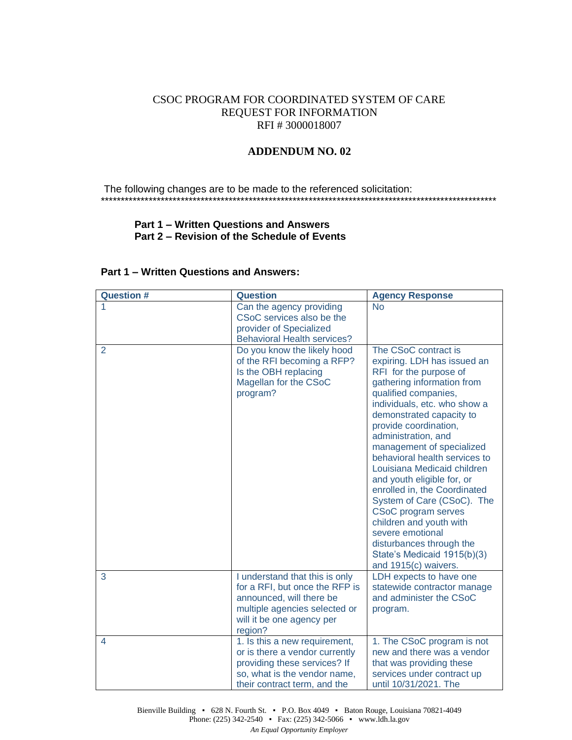CSOC PROGRAM FOR COORDINATED SYSTEM OF CARE
REQUEST FOR INFORMATION
RFI # 3000018007

## ADDENDUM NO. 02

The following changes are to be made to the referenced solicitation:
****************************************************************************************************

**Part 1 – Written Questions and Answers**
**Part 2 – Revision of the Schedule of Events**

### Part 1 – Written Questions and Answers:

| Question # | Question | Agency Response |
|---|---|---|
| 1 | Can the agency providing CSoC services also be the provider of Specialized Behavioral Health services? | No |
| 2 | Do you know the likely hood of the RFI becoming a RFP? Is the OBH replacing Magellan for the CSoC program? | The CSoC contract is expiring. LDH has issued an RFI for the purpose of gathering information from qualified companies, individuals, etc. who show a demonstrated capacity to provide coordination, administration, and management of specialized behavioral health services to Louisiana Medicaid children and youth eligible for, or enrolled in, the Coordinated System of Care (CSoC). The CSoC program serves children and youth with severe emotional disturbances through the State's Medicaid 1915(b)(3) and 1915(c) waivers. |
| 3 | I understand that this is only for a RFI, but once the RFP is announced, will there be multiple agencies selected or will it be one agency per region? | LDH expects to have one statewide contractor manage and administer the CSoC program. |
| 4 | 1. Is this a new requirement, or is there a vendor currently providing these services? If so, what is the vendor name, their contract term, and the | 1. The CSoC program is not new and there was a vendor that was providing these services under contract up until 10/31/2021. The |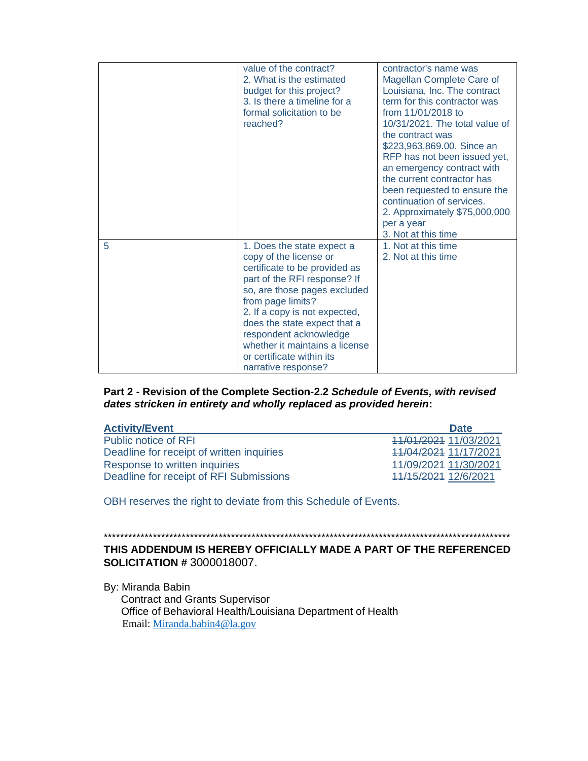| | | |
|---|---|---|
| | value of the contract?<br>2. What is the estimated budget for this project?<br>3. Is there a timeline for a formal solicitation to be reached? | contractor's name was Magellan Complete Care of Louisiana, Inc. The contract term for this contractor was from 11/01/2018 to 10/31/2021. The total value of the contract was $223,963,869.00. Since an RFP has not been issued yet, an emergency contract with the current contractor has been requested to ensure the continuation of services.<br>2. Approximately $75,000,000 per a year<br>3. Not at this time |
| 5 | 1. Does the state expect a copy of the license or certificate to be provided as part of the RFI response? If so, are those pages excluded from page limits?<br>2. If a copy is not expected, does the state expect that a respondent acknowledge whether it maintains a license or certificate within its narrative response? | 1. Not at this time<br>2. Not at this time |

**Part 2 - Revision of the Complete Section-2.2 *Schedule of Events, with revised dates stricken in entirety and wholly replaced as provided herein*:**

| Activity/Event | Date |
|---|---|
| Public notice of RFI | ~~11/01/2021~~ 11/03/2021 |
| Deadline for receipt of written inquiries | ~~11/04/2021~~ 11/17/2021 |
| Response to written inquiries | ~~11/09/2021~~ 11/30/2021 |
| Deadline for receipt of RFI Submissions | ~~11/15/2021~~ 12/6/2021 |

OBH reserves the right to deviate from this Schedule of Events.

****************************************************************************************************

**THIS ADDENDUM IS HEREBY OFFICIALLY MADE A PART OF THE REFERENCED SOLICITATION #** 3000018007.

By: Miranda Babin
Contract and Grants Supervisor
Office of Behavioral Health/Louisiana Department of Health
Email: Miranda.babin4@la.gov